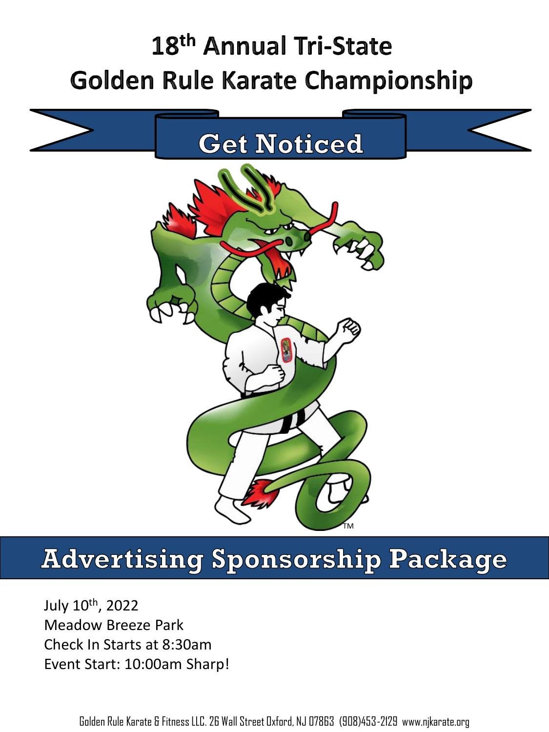# 18th Annual Tri-State Golden Rule Karate Championship

## Get Noticed

TM

## Advertising Sponsorship Package

July 10th, 2022
Meadow Breeze Park
Check In Starts at 8:30am
Event Start: 10:00am Sharp!

Golden Rule Karate & Fitness LLC. 26 Wall Street Oxford, NJ 07863 (908)453-2129 www.njkarate.org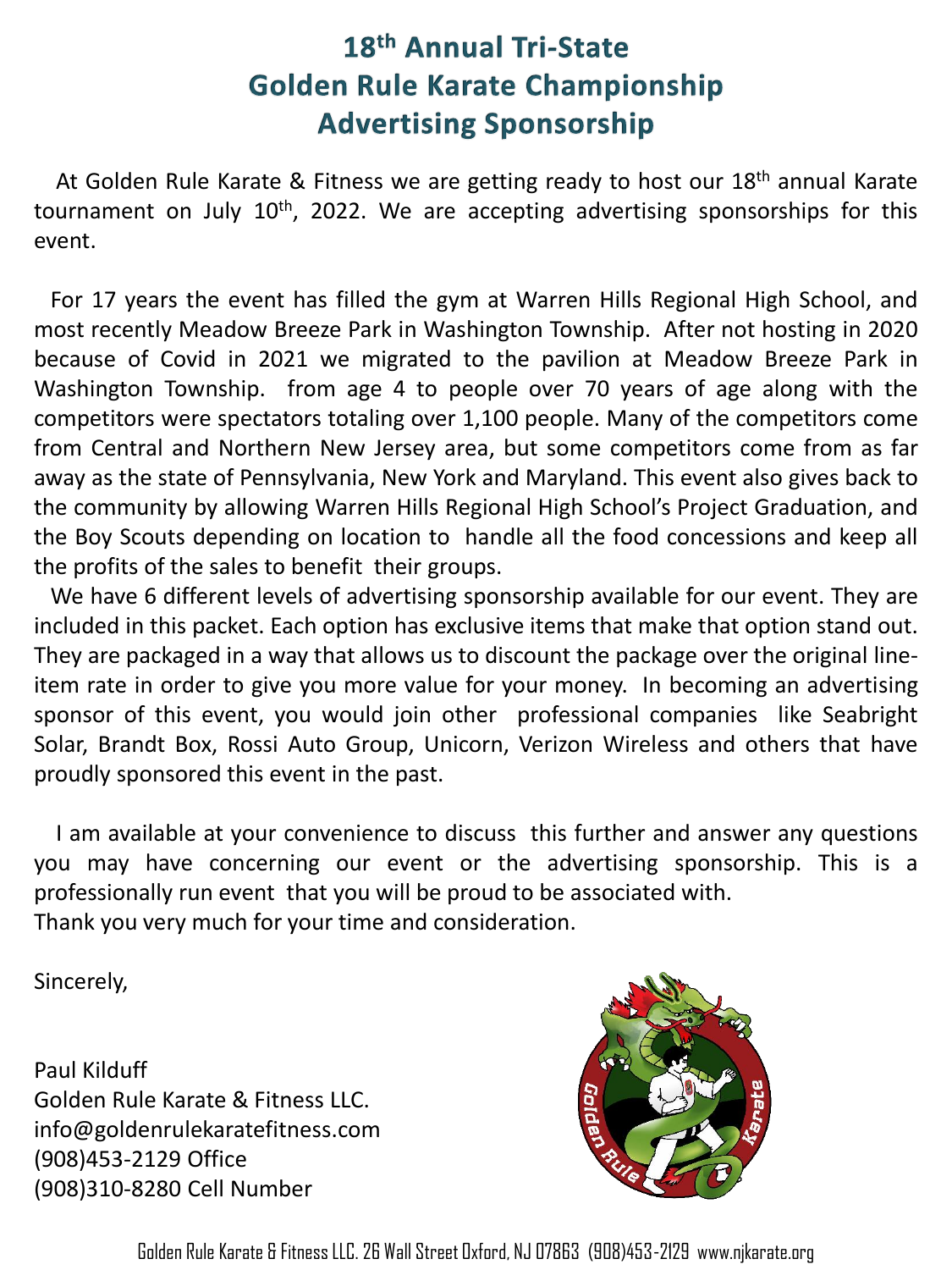# 18th Annual Tri-State Golden Rule Karate Championship Advertising Sponsorship

At Golden Rule Karate & Fitness we are getting ready to host our 18th annual Karate tournament on July 10th, 2022. We are accepting advertising sponsorships for this event.

For 17 years the event has filled the gym at Warren Hills Regional High School, and most recently Meadow Breeze Park in Washington Township. After not hosting in 2020 because of Covid in 2021 we migrated to the pavilion at Meadow Breeze Park in Washington Township. from age 4 to people over 70 years of age along with the competitors were spectators totaling over 1,100 people. Many of the competitors come from Central and Northern New Jersey area, but some competitors come from as far away as the state of Pennsylvania, New York and Maryland. This event also gives back to the community by allowing Warren Hills Regional High School's Project Graduation, and the Boy Scouts depending on location to handle all the food concessions and keep all the profits of the sales to benefit their groups.

We have 6 different levels of advertising sponsorship available for our event. They are included in this packet. Each option has exclusive items that make that option stand out. They are packaged in a way that allows us to discount the package over the original line-item rate in order to give you more value for your money. In becoming an advertising sponsor of this event, you would join other professional companies like Seabright Solar, Brandt Box, Rossi Auto Group, Unicorn, Verizon Wireless and others that have proudly sponsored this event in the past.

I am available at your convenience to discuss this further and answer any questions you may have concerning our event or the advertising sponsorship. This is a professionally run event that you will be proud to be associated with.
Thank you very much for your time and consideration.

Sincerely,

Paul Kilduff
Golden Rule Karate & Fitness LLC.
info@goldenrulekaratefitness.com
(908)453-2129 Office
(908)310-8280 Cell Number

Golden Rule Karate & Fitness LLC. 26 Wall Street Oxford, NJ 07863 (908)453-2129 www.njkarate.org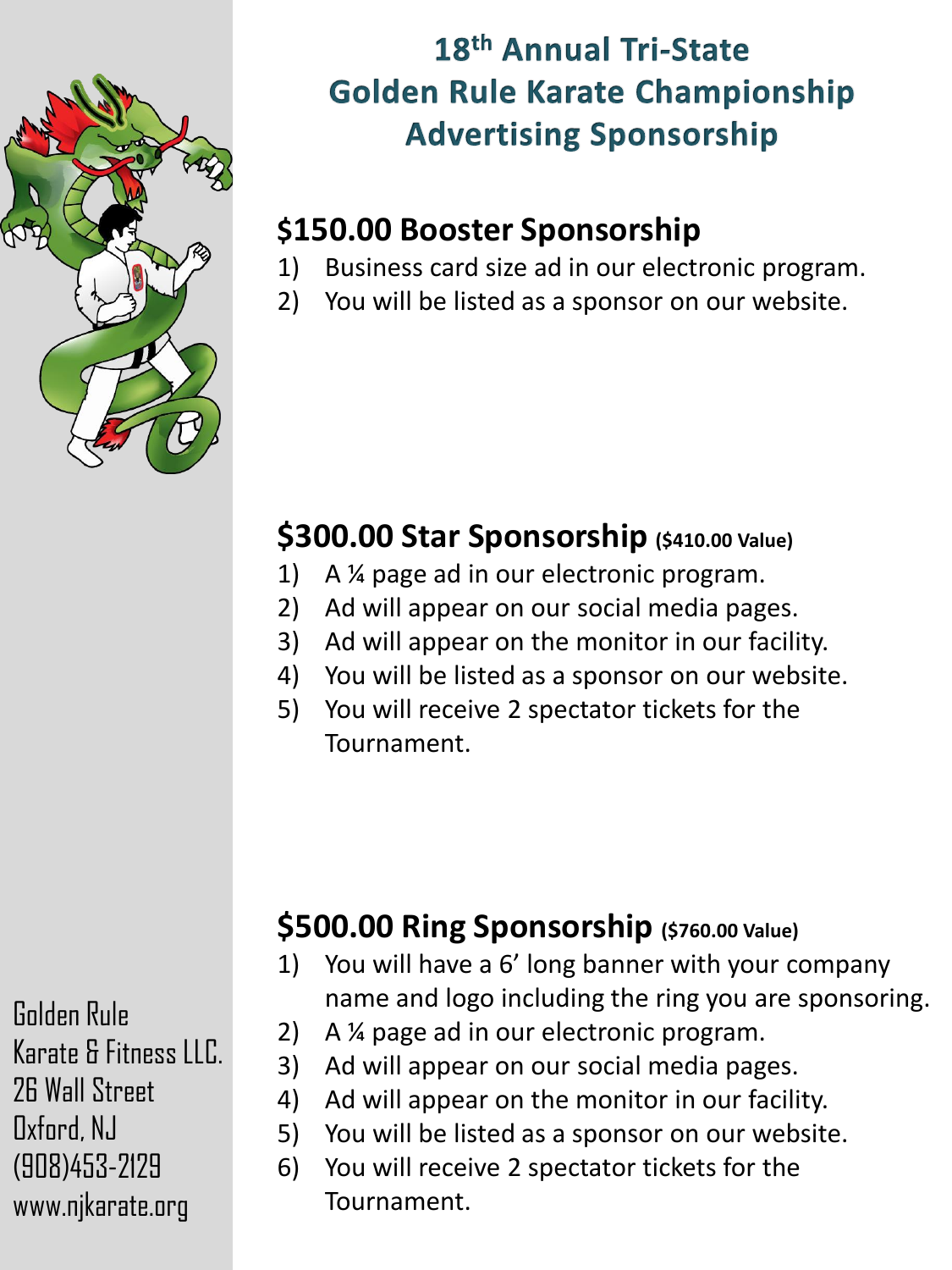# 18th Annual Tri-State Golden Rule Karate Championship Advertising Sponsorship

## $150.00 Booster Sponsorship

1) Business card size ad in our electronic program.
2) You will be listed as a sponsor on our website.

## $300.00 Star Sponsorship **($410.00 Value)**

1) A ¼ page ad in our electronic program.
2) Ad will appear on our social media pages.
3) Ad will appear on the monitor in our facility.
4) You will be listed as a sponsor on our website.
5) You will receive 2 spectator tickets for the Tournament.

## $500.00 Ring Sponsorship **($760.00 Value)**

1) You will have a 6' long banner with your company name and logo including the ring you are sponsoring.
2) A ¼ page ad in our electronic program.
3) Ad will appear on our social media pages.
4) Ad will appear on the monitor in our facility.
5) You will be listed as a sponsor on our website.
6) You will receive 2 spectator tickets for the Tournament.

Golden Rule
Karate & Fitness LLC.
26 Wall Street
Oxford, NJ
(908)453-2129
www.njkarate.org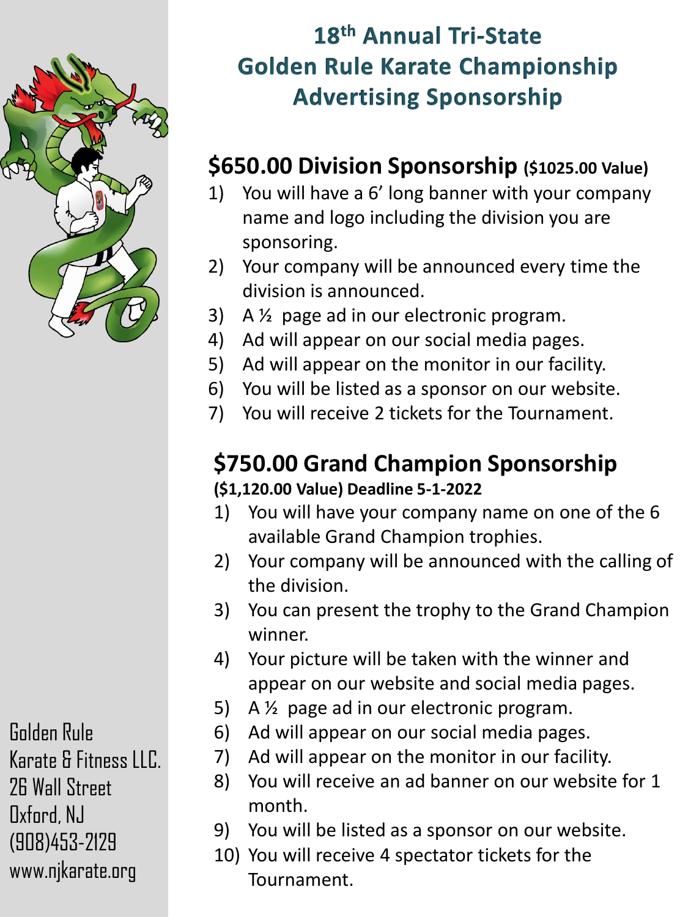# 18th Annual Tri-State Golden Rule Karate Championship Advertising Sponsorship

## $650.00 Division Sponsorship ($1025.00 Value)

1) You will have a 6' long banner with your company name and logo including the division you are sponsoring.
2) Your company will be announced every time the division is announced.
3) A ½ page ad in our electronic program.
4) Ad will appear on our social media pages.
5) Ad will appear on the monitor in our facility.
6) You will be listed as a sponsor on our website.
7) You will receive 2 tickets for the Tournament.

## $750.00 Grand Champion Sponsorship

**($1,120.00 Value) Deadline 5-1-2022**

1) You will have your company name on one of the 6 available Grand Champion trophies.
2) Your company will be announced with the calling of the division.
3) You can present the trophy to the Grand Champion winner.
4) Your picture will be taken with the winner and appear on our website and social media pages.
5) A ½ page ad in our electronic program.
6) Ad will appear on our social media pages.
7) Ad will appear on the monitor in our facility.
8) You will receive an ad banner on our website for 1 month.
9) You will be listed as a sponsor on our website.
10) You will receive 4 spectator tickets for the Tournament.

Golden Rule
Karate & Fitness LLC.
26 Wall Street
Oxford, NJ
(908)453-2129
www.njkarate.org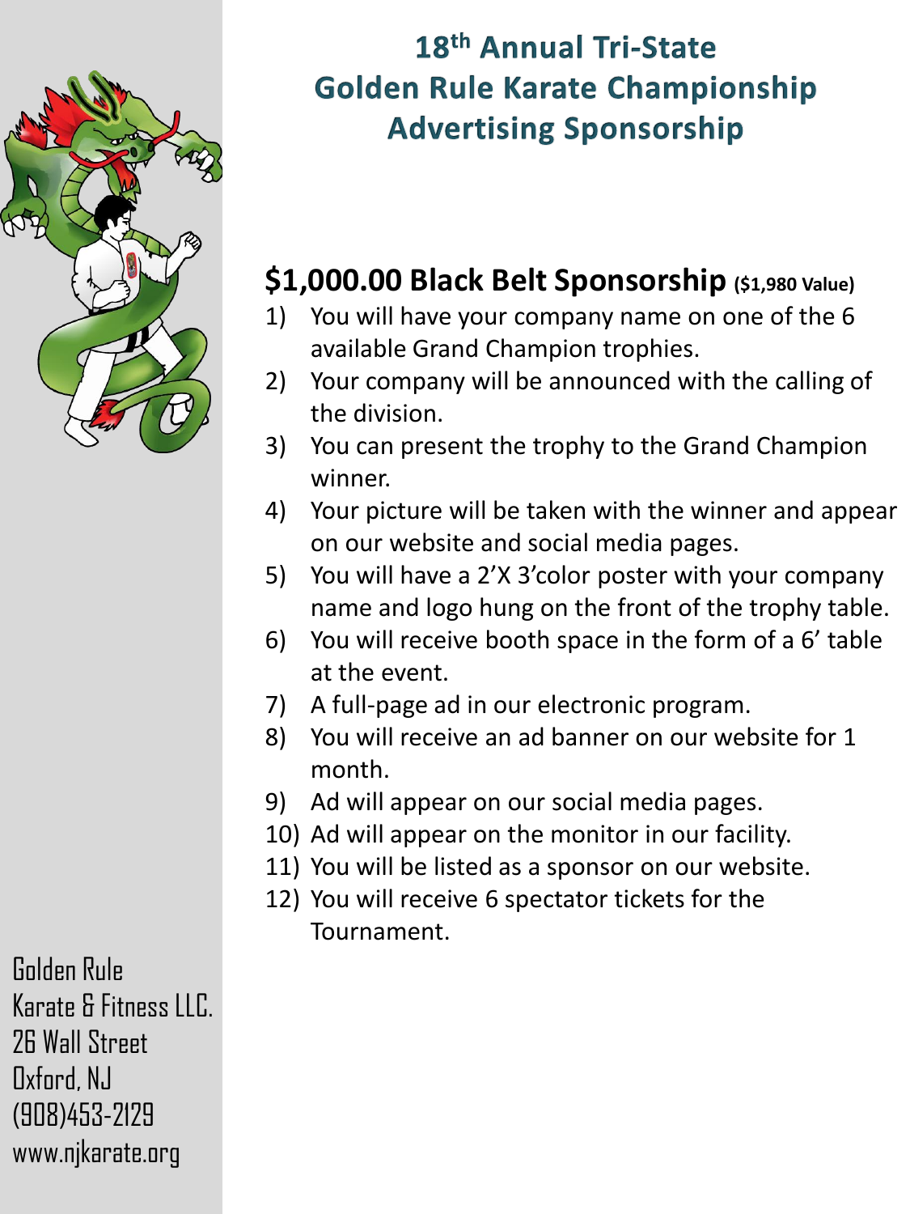# 18th Annual Tri-State Golden Rule Karate Championship Advertising Sponsorship

## $1,000.00 Black Belt Sponsorship ($1,980 Value)

1) You will have your company name on one of the 6 available Grand Champion trophies.
2) Your company will be announced with the calling of the division.
3) You can present the trophy to the Grand Champion winner.
4) Your picture will be taken with the winner and appear on our website and social media pages.
5) You will have a 2'X 3'color poster with your company name and logo hung on the front of the trophy table.
6) You will receive booth space in the form of a 6' table at the event.
7) A full-page ad in our electronic program.
8) You will receive an ad banner on our website for 1 month.
9) Ad will appear on our social media pages.
10) Ad will appear on the monitor in our facility.
11) You will be listed as a sponsor on our website.
12) You will receive 6 spectator tickets for the Tournament.

Golden Rule
Karate & Fitness LLC.
26 Wall Street
Oxford, NJ
(908)453-2129
www.njkarate.org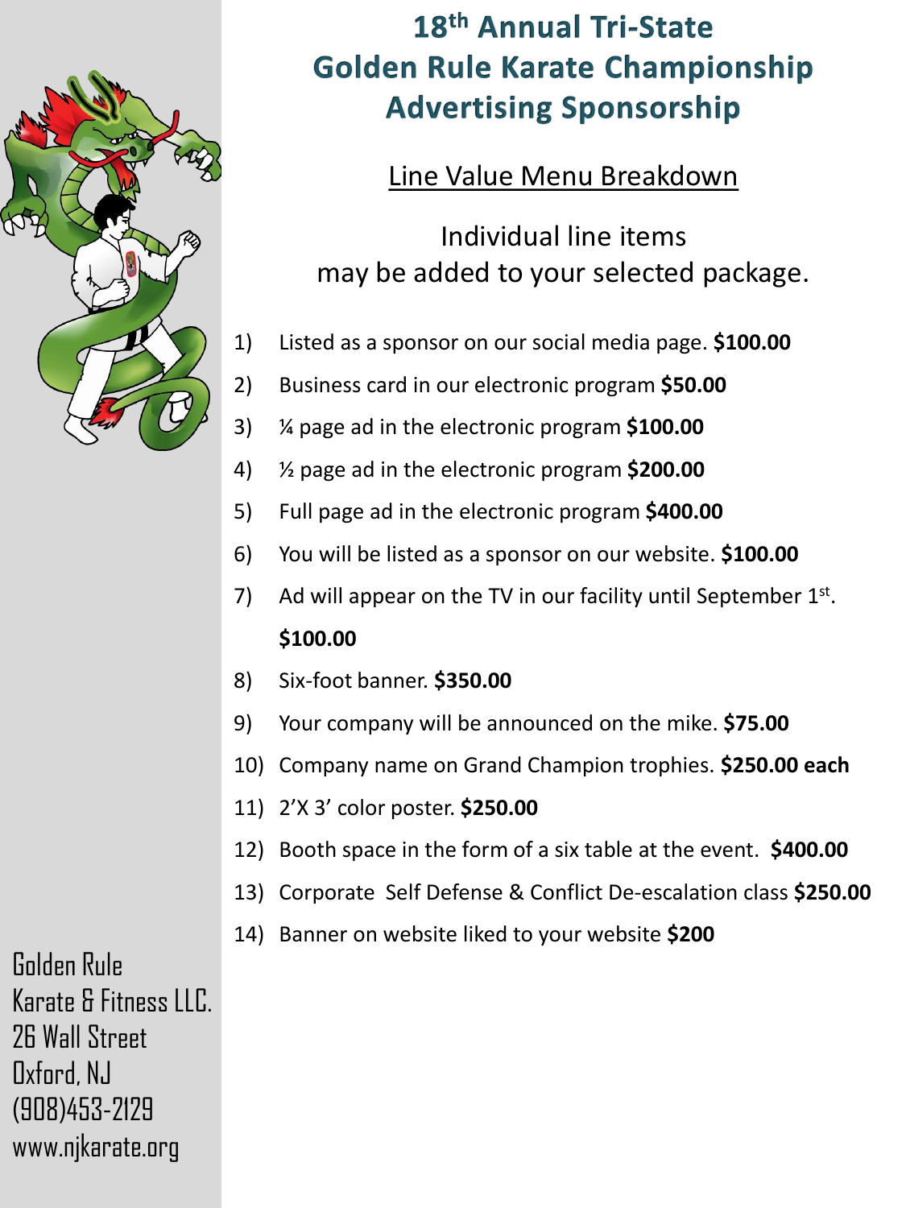# 18th Annual Tri-State Golden Rule Karate Championship Advertising Sponsorship

## Line Value Menu Breakdown

Individual line items
may be added to your selected package.

1) Listed as a sponsor on our social media page. **$100.00**
2) Business card in our electronic program **$50.00**
3) ¼ page ad in the electronic program **$100.00**
4) ½ page ad in the electronic program **$200.00**
5) Full page ad in the electronic program **$400.00**
6) You will be listed as a sponsor on our website. **$100.00**
7) Ad will appear on the TV in our facility until September 1st. **$100.00**
8) Six-foot banner. **$350.00**
9) Your company will be announced on the mike. **$75.00**
10) Company name on Grand Champion trophies. **$250.00 each**
11) 2'X 3' color poster. **$250.00**
12) Booth space in the form of a six table at the event. **$400.00**
13) Corporate Self Defense & Conflict De-escalation class **$250.00**
14) Banner on website liked to your website **$200**

Golden Rule
Karate & Fitness LLC.
26 Wall Street
Oxford, NJ
(908)453-2129
www.njkarate.org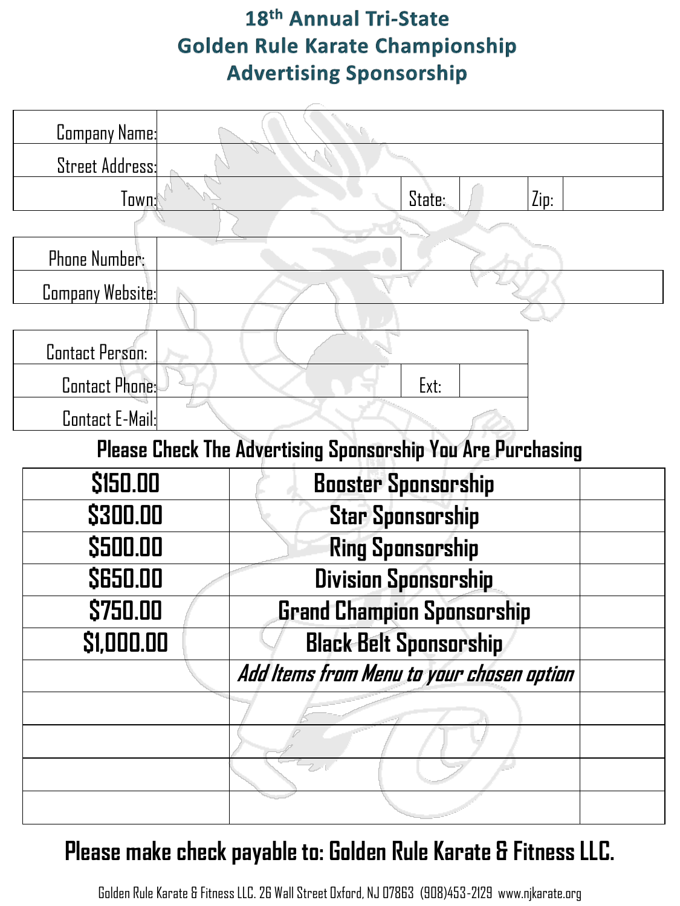# 18th Annual Tri-State
# Golden Rule Karate Championship
# Advertising Sponsorship

| | | | | | |
|---|---|---|---|---|---|
| Company Name: | | | | | |
| Street Address: | | | | | |
| Town: | | State: | | Zip: | |

| | |
|---|---|
| Phone Number: | |
| Company Website: | |

| | | | |
|---|---|---|---|
| Contact Person: | | | |
| Contact Phone: | | Ext: | |
| Contact E-Mail: | | | |

**Please Check The Advertising Sponsorship You Are Purchasing**

| | | |
|---|---|---|
| **$150.00** | **Booster Sponsorship** | |
| **$300.00** | **Star Sponsorship** | |
| **$500.00** | **Ring Sponsorship** | |
| **$650.00** | **Division Sponsorship** | |
| **$750.00** | **Grand Champion Sponsorship** | |
| **$1,000.00** | **Black Belt Sponsorship** | |
| | ***Add Items from Menu to your chosen option*** | |
| | | |
| | | |
| | | |
| | | |

**Please make check payable to: Golden Rule Karate & Fitness LLC.**

Golden Rule Karate & Fitness LLC. 26 Wall Street Oxford, NJ 07863 (908)453-2129 www.njkarate.org